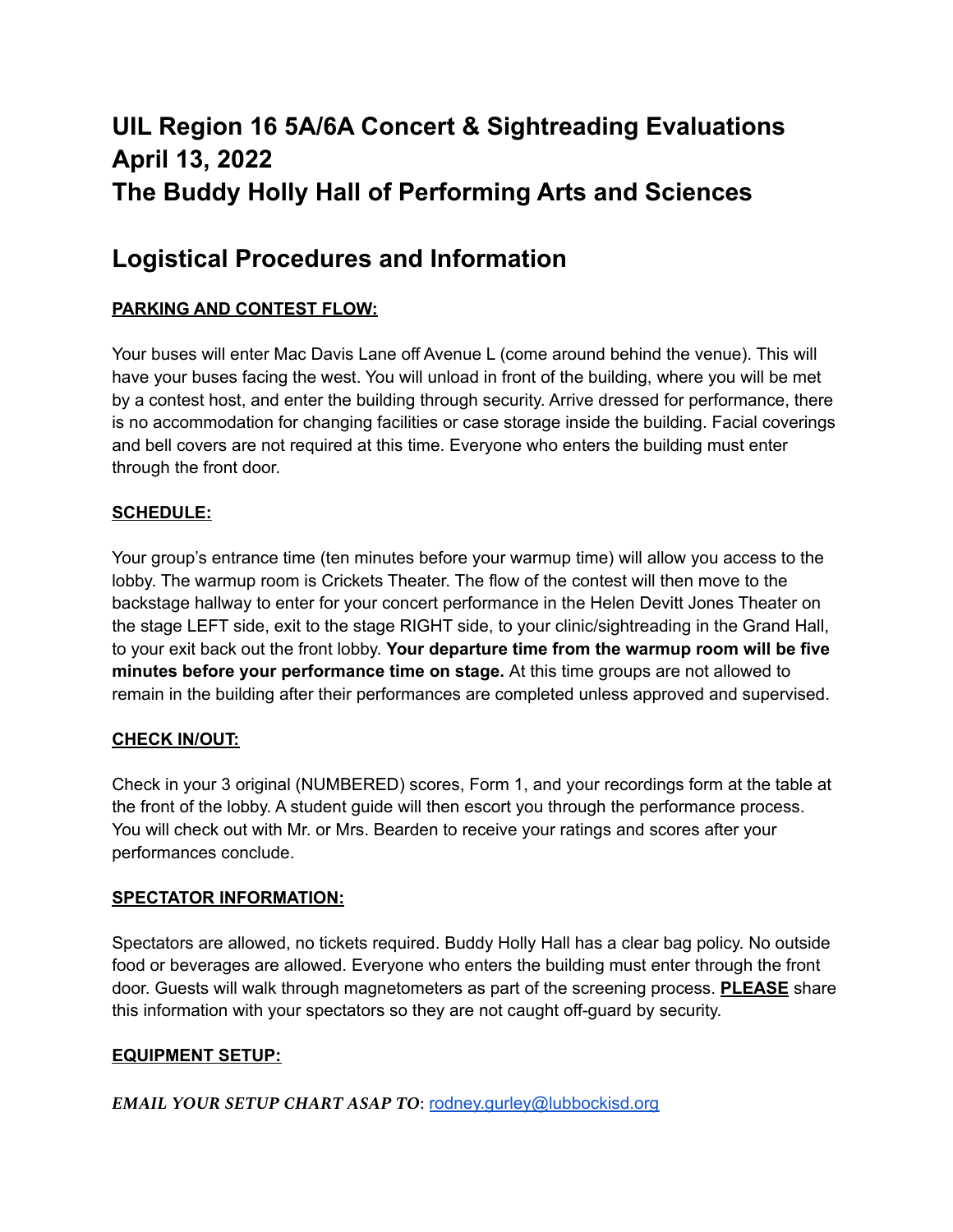# UIL Region 16 5A/6A Concert & Sightreading Evaluations
# April 13, 2022
# The Buddy Holly Hall of Performing Arts and Sciences

## Logistical Procedures and Information

**PARKING AND CONTEST FLOW:**

Your buses will enter Mac Davis Lane off Avenue L (come around behind the venue). This will have your buses facing the west. You will unload in front of the building, where you will be met by a contest host, and enter the building through security. Arrive dressed for performance, there is no accommodation for changing facilities or case storage inside the building. Facial coverings and bell covers are not required at this time. Everyone who enters the building must enter through the front door.

**SCHEDULE:**

Your group's entrance time (ten minutes before your warmup time) will allow you access to the lobby. The warmup room is Crickets Theater. The flow of the contest will then move to the backstage hallway to enter for your concert performance in the Helen Devitt Jones Theater on the stage LEFT side, exit to the stage RIGHT side, to your clinic/sightreading in the Grand Hall, to your exit back out the front lobby. **Your departure time from the warmup room will be five minutes before your performance time on stage.** At this time groups are not allowed to remain in the building after their performances are completed unless approved and supervised.

**CHECK IN/OUT:**

Check in your 3 original (NUMBERED) scores, Form 1, and your recordings form at the table at the front of the lobby. A student guide will then escort you through the performance process. You will check out with Mr. or Mrs. Bearden to receive your ratings and scores after your performances conclude.

**SPECTATOR INFORMATION:**

Spectators are allowed, no tickets required. Buddy Holly Hall has a clear bag policy. No outside food or beverages are allowed. Everyone who enters the building must enter through the front door. Guests will walk through magnetometers as part of the screening process. **PLEASE** share this information with your spectators so they are not caught off-guard by security.

**EQUIPMENT SETUP:**

***EMAIL YOUR SETUP CHART ASAP TO***: rodney.gurley@lubbockisd.org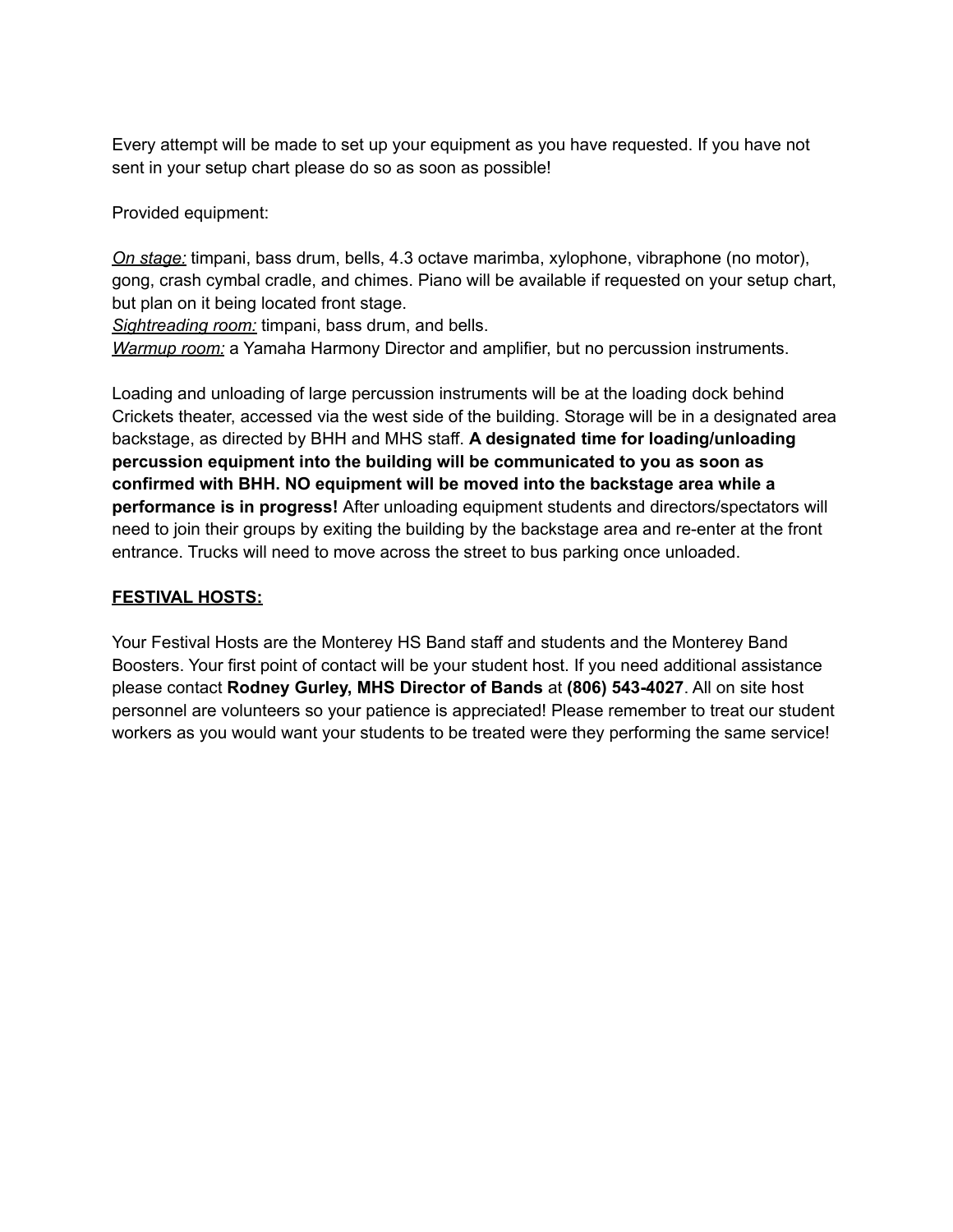Every attempt will be made to set up your equipment as you have requested. If you have not sent in your setup chart please do so as soon as possible!

Provided equipment:

*On stage:* timpani, bass drum, bells, 4.3 octave marimba, xylophone, vibraphone (no motor), gong, crash cymbal cradle, and chimes. Piano will be available if requested on your setup chart, but plan on it being located front stage.
*Sightreading room:* timpani, bass drum, and bells.
*Warmup room:* a Yamaha Harmony Director and amplifier, but no percussion instruments.

Loading and unloading of large percussion instruments will be at the loading dock behind Crickets theater, accessed via the west side of the building. Storage will be in a designated area backstage, as directed by BHH and MHS staff. **A designated time for loading/unloading percussion equipment into the building will be communicated to you as soon as confirmed with BHH. NO equipment will be moved into the backstage area while a performance is in progress!** After unloading equipment students and directors/spectators will need to join their groups by exiting the building by the backstage area and re-enter at the front entrance. Trucks will need to move across the street to bus parking once unloaded.

## FESTIVAL HOSTS:

Your Festival Hosts are the Monterey HS Band staff and students and the Monterey Band Boosters. Your first point of contact will be your student host. If you need additional assistance please contact **Rodney Gurley, MHS Director of Bands** at **(806) 543-4027**. All on site host personnel are volunteers so your patience is appreciated! Please remember to treat our student workers as you would want your students to be treated were they performing the same service!